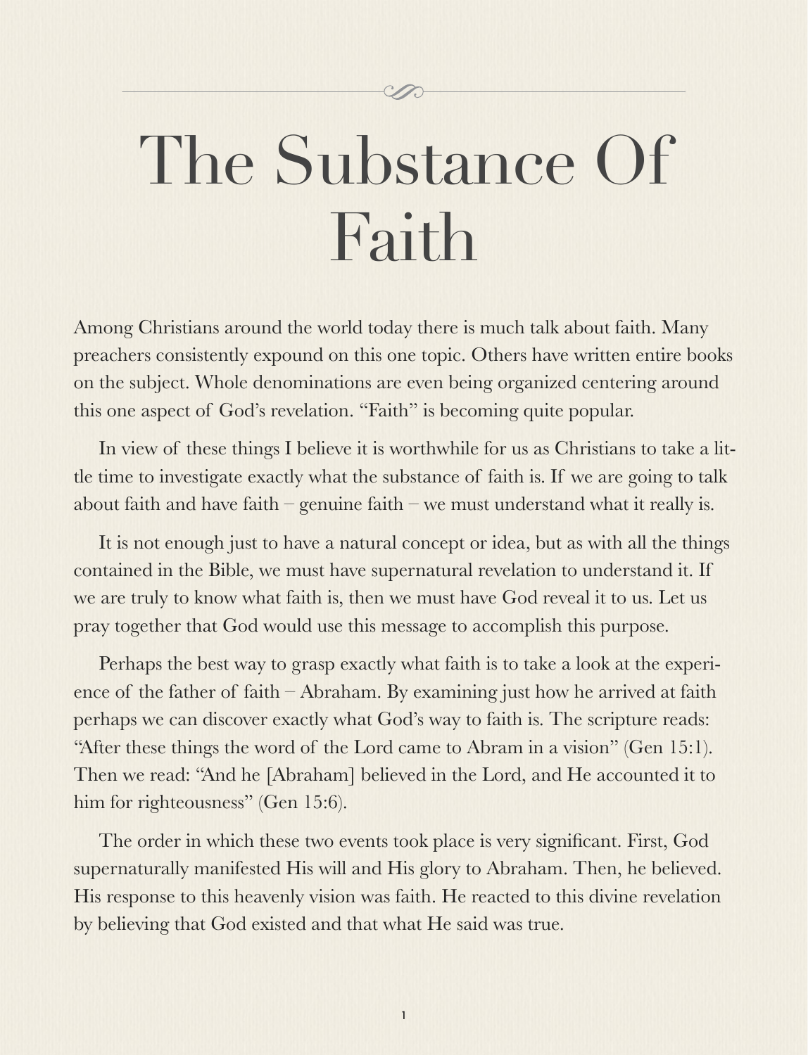# The Substance Of Faith

Among Christians around the world today there is much talk about faith. Many preachers consistently expound on this one topic. Others have written entire books on the subject. Whole denominations are even being organized centering around this one aspect of God's revelation. "Faith" is becoming quite popular.

In view of these things I believe it is worthwhile for us as Christians to take a little time to investigate exactly what the substance of faith is. If we are going to talk about faith and have faith – genuine faith – we must understand what it really is.

It is not enough just to have a natural concept or idea, but as with all the things contained in the Bible, we must have supernatural revelation to understand it. If we are truly to know what faith is, then we must have God reveal it to us. Let us pray together that God would use this message to accomplish this purpose.

Perhaps the best way to grasp exactly what faith is to take a look at the experience of the father of faith – Abraham. By examining just how he arrived at faith perhaps we can discover exactly what God's way to faith is. The scripture reads: "After these things the word of the Lord came to Abram in a vision" (Gen 15:1). Then we read: "And he [Abraham] believed in the Lord, and He accounted it to him for righteousness" (Gen 15:6).

The order in which these two events took place is very significant. First, God supernaturally manifested His will and His glory to Abraham. Then, he believed. His response to this heavenly vision was faith. He reacted to this divine revelation by believing that God existed and that what He said was true.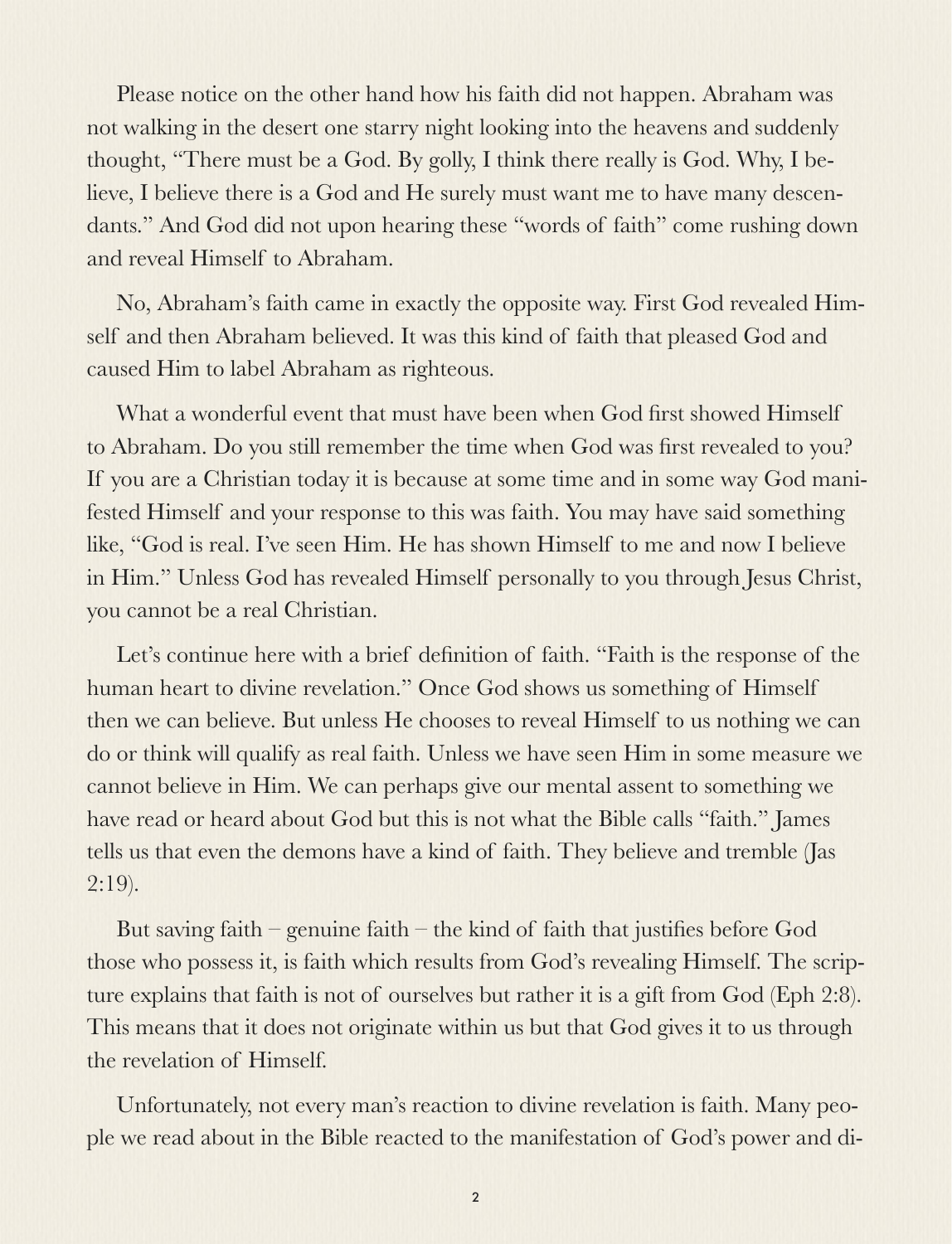Please notice on the other hand how his faith did not happen. Abraham was not walking in the desert one starry night looking into the heavens and suddenly thought, "There must be a God. By golly, I think there really is God. Why, I believe, I believe there is a God and He surely must want me to have many descendants." And God did not upon hearing these "words of faith" come rushing down and reveal Himself to Abraham.

No, Abraham's faith came in exactly the opposite way. First God revealed Himself and then Abraham believed. It was this kind of faith that pleased God and caused Him to label Abraham as righteous.

What a wonderful event that must have been when God first showed Himself to Abraham. Do you still remember the time when God was first revealed to you? If you are a Christian today it is because at some time and in some way God manifested Himself and your response to this was faith. You may have said something like, "God is real. I've seen Him. He has shown Himself to me and now I believe in Him." Unless God has revealed Himself personally to you through Jesus Christ, you cannot be a real Christian.

Let's continue here with a brief definition of faith. "Faith is the response of the human heart to divine revelation." Once God shows us something of Himself then we can believe. But unless He chooses to reveal Himself to us nothing we can do or think will qualify as real faith. Unless we have seen Him in some measure we cannot believe in Him. We can perhaps give our mental assent to something we have read or heard about God but this is not what the Bible calls "faith." James tells us that even the demons have a kind of faith. They believe and tremble (Jas 2:19).

But saving faith – genuine faith – the kind of faith that justifies before God those who possess it, is faith which results from God's revealing Himself. The scripture explains that faith is not of ourselves but rather it is a gift from God (Eph 2:8). This means that it does not originate within us but that God gives it to us through the revelation of Himself.

Unfortunately, not every man's reaction to divine revelation is faith. Many people we read about in the Bible reacted to the manifestation of God's power and di-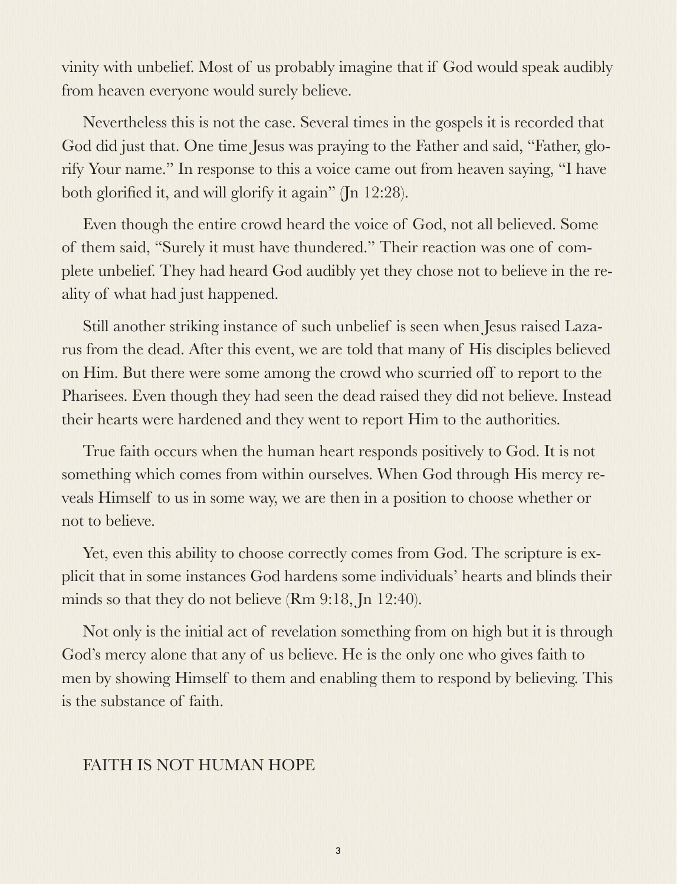vinity with unbelief. Most of us probably imagine that if God would speak audibly from heaven everyone would surely believe.

Nevertheless this is not the case. Several times in the gospels it is recorded that God did just that. One time Jesus was praying to the Father and said, "Father, glorify Your name." In response to this a voice came out from heaven saying, "I have both glorified it, and will glorify it again" (Jn 12:28).

Even though the entire crowd heard the voice of God, not all believed. Some of them said, "Surely it must have thundered." Their reaction was one of complete unbelief. They had heard God audibly yet they chose not to believe in the reality of what had just happened.

Still another striking instance of such unbelief is seen when Jesus raised Lazarus from the dead. After this event, we are told that many of His disciples believed on Him. But there were some among the crowd who scurried off to report to the Pharisees. Even though they had seen the dead raised they did not believe. Instead their hearts were hardened and they went to report Him to the authorities.

True faith occurs when the human heart responds positively to God. It is not something which comes from within ourselves. When God through His mercy reveals Himself to us in some way, we are then in a position to choose whether or not to believe.

Yet, even this ability to choose correctly comes from God. The scripture is explicit that in some instances God hardens some individuals' hearts and blinds their minds so that they do not believe (Rm 9:18, Jn 12:40).

Not only is the initial act of revelation something from on high but it is through God's mercy alone that any of us believe. He is the only one who gives faith to men by showing Himself to them and enabling them to respond by believing. This is the substance of faith.

## FAITH IS NOT HUMAN HOPE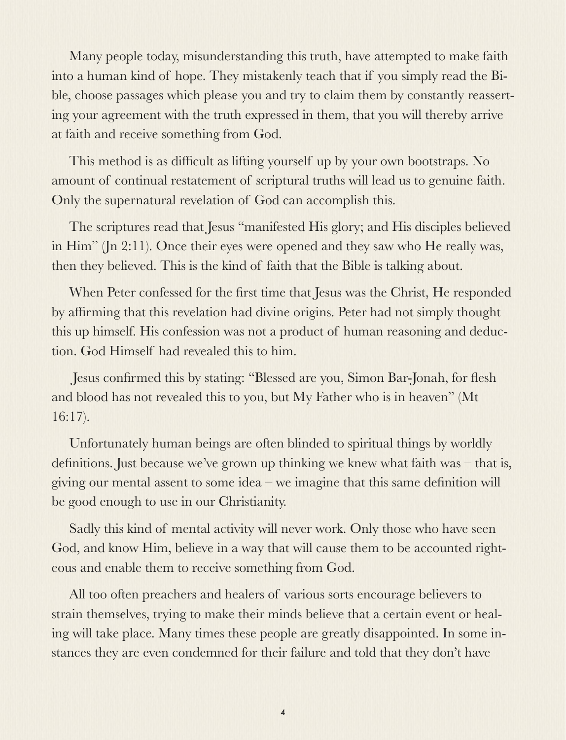Many people today, misunderstanding this truth, have attempted to make faith into a human kind of hope. They mistakenly teach that if you simply read the Bible, choose passages which please you and try to claim them by constantly reasserting your agreement with the truth expressed in them, that you will thereby arrive at faith and receive something from God.

This method is as difficult as lifting yourself up by your own bootstraps. No amount of continual restatement of scriptural truths will lead us to genuine faith. Only the supernatural revelation of God can accomplish this.

The scriptures read that Jesus "manifested His glory; and His disciples believed in Him" (Jn 2:11). Once their eyes were opened and they saw who He really was, then they believed. This is the kind of faith that the Bible is talking about.

When Peter confessed for the first time that Jesus was the Christ, He responded by affirming that this revelation had divine origins. Peter had not simply thought this up himself. His confession was not a product of human reasoning and deduction. God Himself had revealed this to him.

Jesus confirmed this by stating: "Blessed are you, Simon Bar-Jonah, for flesh and blood has not revealed this to you, but My Father who is in heaven" (Mt 16:17).

Unfortunately human beings are often blinded to spiritual things by worldly definitions. Just because we've grown up thinking we knew what faith was – that is, giving our mental assent to some idea – we imagine that this same definition will be good enough to use in our Christianity.

Sadly this kind of mental activity will never work. Only those who have seen God, and know Him, believe in a way that will cause them to be accounted righteous and enable them to receive something from God.

All too often preachers and healers of various sorts encourage believers to strain themselves, trying to make their minds believe that a certain event or healing will take place. Many times these people are greatly disappointed. In some instances they are even condemned for their failure and told that they don't have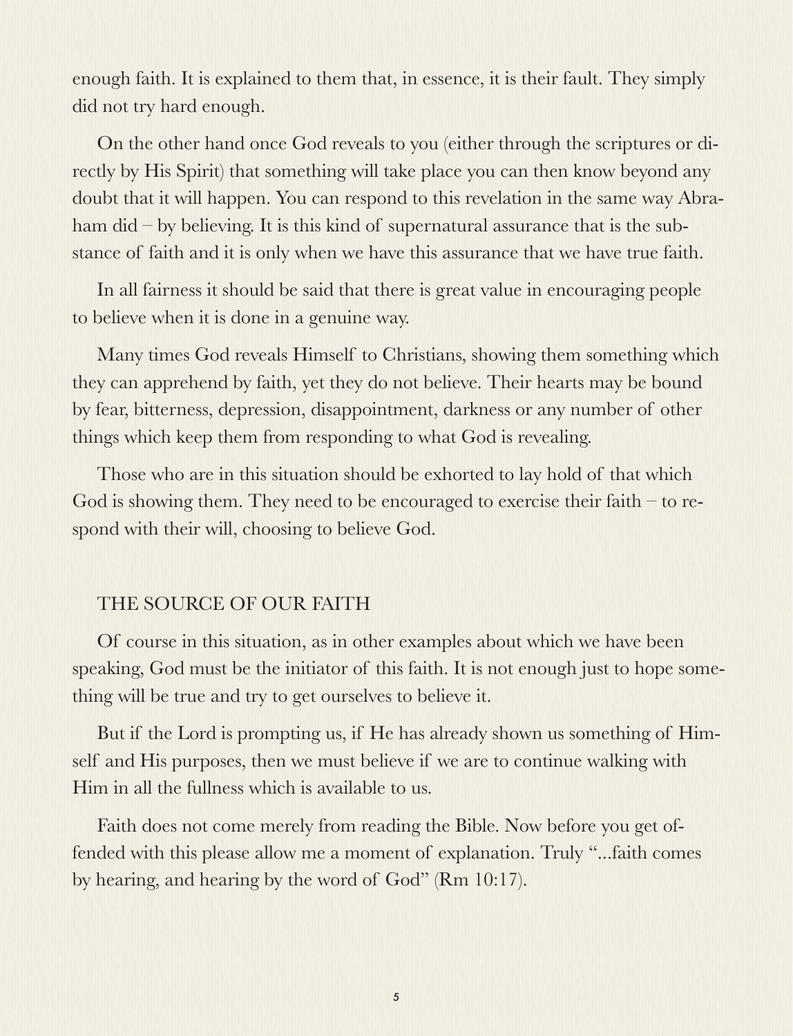enough faith. It is explained to them that, in essence, it is their fault. They simply did not try hard enough.

On the other hand once God reveals to you (either through the scriptures or directly by His Spirit) that something will take place you can then know beyond any doubt that it will happen. You can respond to this revelation in the same way Abraham did – by believing. It is this kind of supernatural assurance that is the substance of faith and it is only when we have this assurance that we have true faith.

In all fairness it should be said that there is great value in encouraging people to believe when it is done in a genuine way.

Many times God reveals Himself to Christians, showing them something which they can apprehend by faith, yet they do not believe. Their hearts may be bound by fear, bitterness, depression, disappointment, darkness or any number of other things which keep them from responding to what God is revealing.

Those who are in this situation should be exhorted to lay hold of that which God is showing them. They need to be encouraged to exercise their faith – to respond with their will, choosing to believe God.

## THE SOURCE OF OUR FAITH

Of course in this situation, as in other examples about which we have been speaking, God must be the initiator of this faith. It is not enough just to hope something will be true and try to get ourselves to believe it.

But if the Lord is prompting us, if He has already shown us something of Himself and His purposes, then we must believe if we are to continue walking with Him in all the fullness which is available to us.

Faith does not come merely from reading the Bible. Now before you get offended with this please allow me a moment of explanation. Truly "...faith comes by hearing, and hearing by the word of God" (Rm 10:17).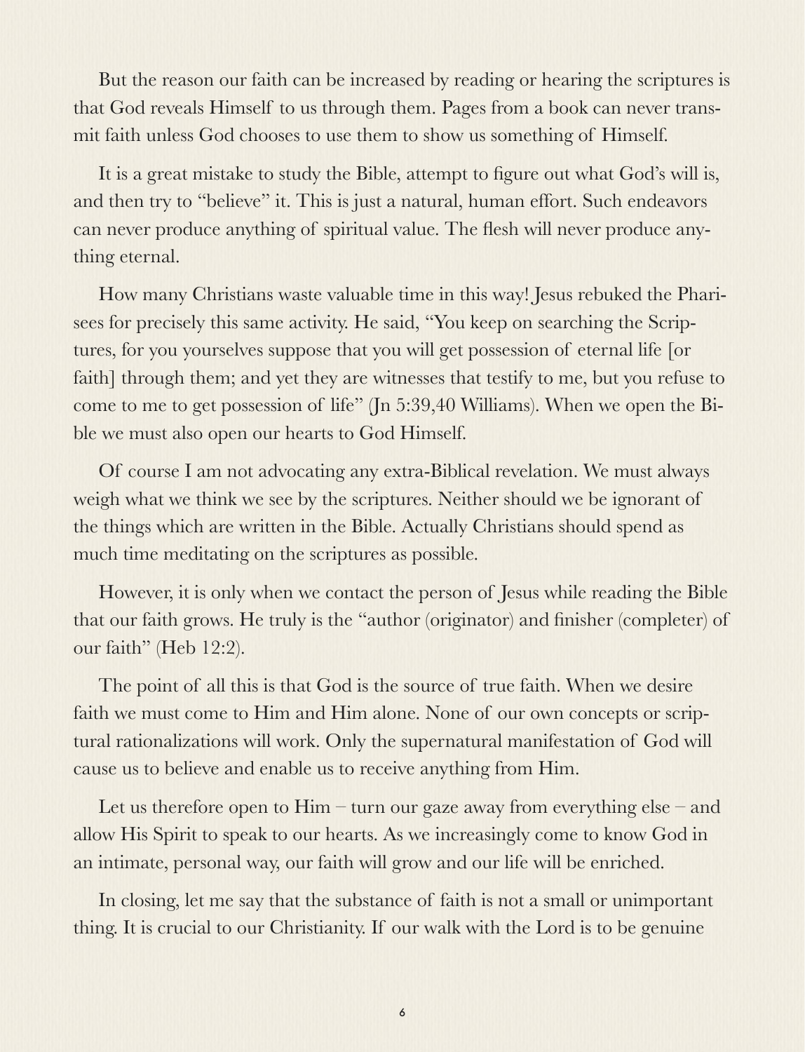But the reason our faith can be increased by reading or hearing the scriptures is that God reveals Himself to us through them. Pages from a book can never transmit faith unless God chooses to use them to show us something of Himself.

It is a great mistake to study the Bible, attempt to figure out what God's will is, and then try to "believe" it. This is just a natural, human effort. Such endeavors can never produce anything of spiritual value. The flesh will never produce anything eternal.

How many Christians waste valuable time in this way! Jesus rebuked the Pharisees for precisely this same activity. He said, "You keep on searching the Scriptures, for you yourselves suppose that you will get possession of eternal life [or faith] through them; and yet they are witnesses that testify to me, but you refuse to come to me to get possession of life" (Jn 5:39,40 Williams). When we open the Bible we must also open our hearts to God Himself.

Of course I am not advocating any extra-Biblical revelation. We must always weigh what we think we see by the scriptures. Neither should we be ignorant of the things which are written in the Bible. Actually Christians should spend as much time meditating on the scriptures as possible.

However, it is only when we contact the person of Jesus while reading the Bible that our faith grows. He truly is the "author (originator) and finisher (completer) of our faith" (Heb 12:2).

The point of all this is that God is the source of true faith. When we desire faith we must come to Him and Him alone. None of our own concepts or scriptural rationalizations will work. Only the supernatural manifestation of God will cause us to believe and enable us to receive anything from Him.

Let us therefore open to Him – turn our gaze away from everything else – and allow His Spirit to speak to our hearts. As we increasingly come to know God in an intimate, personal way, our faith will grow and our life will be enriched.

In closing, let me say that the substance of faith is not a small or unimportant thing. It is crucial to our Christianity. If our walk with the Lord is to be genuine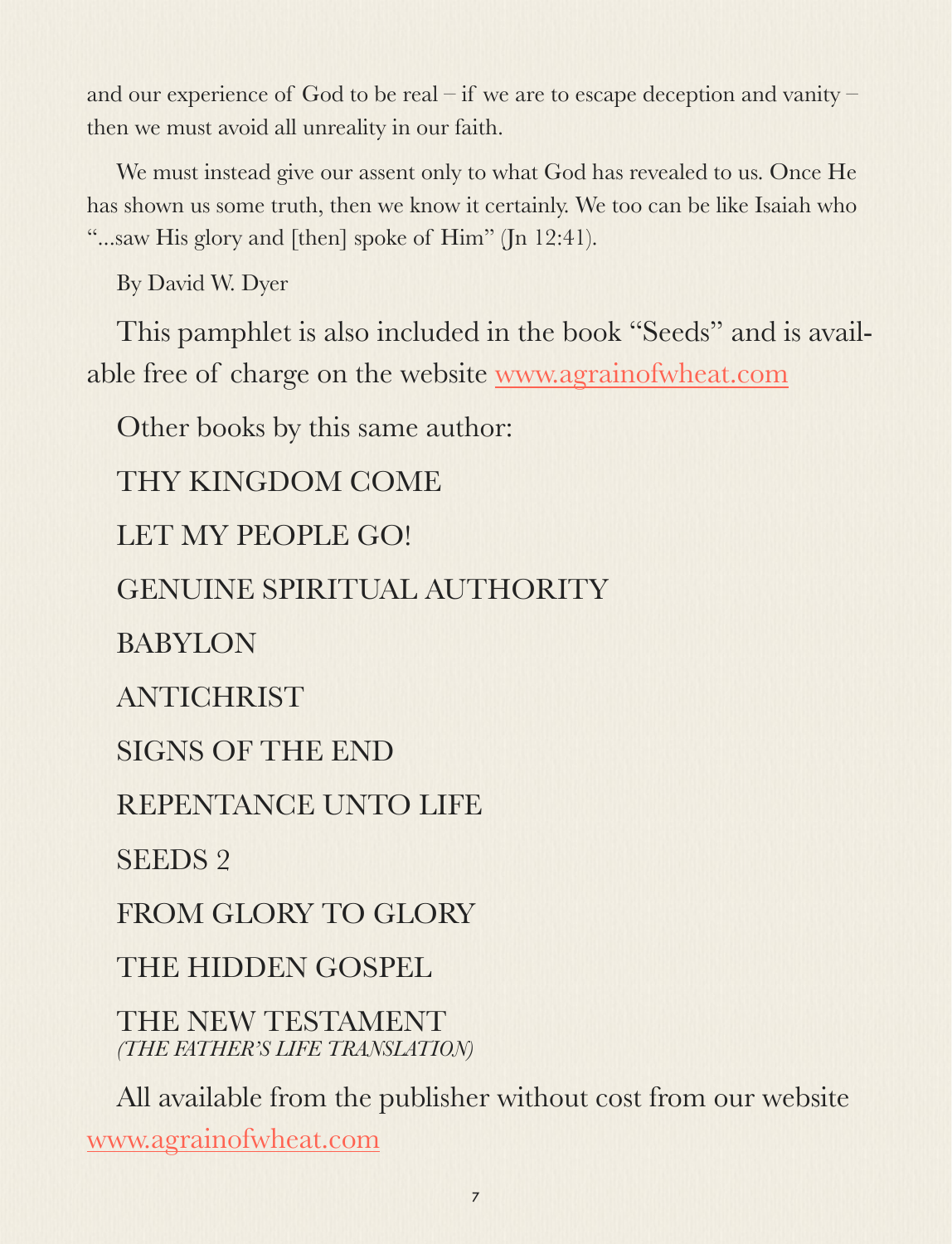and our experience of God to be real – if we are to escape deception and vanity – then we must avoid all unreality in our faith.

We must instead give our assent only to what God has revealed to us. Once He has shown us some truth, then we know it certainly. We too can be like Isaiah who "...saw His glory and [then] spoke of Him" (Jn 12:41).

By David W. Dyer

This pamphlet is also included in the book "Seeds" and is available free of charge on the website www.agrainofwheat.com

Other books by this same author:

THY KINGDOM COME

LET MY PEOPLE GO!

GENUINE SPIRITUAL AUTHORITY

BABYLON

ANTICHRIST

SIGNS OF THE END

REPENTANCE UNTO LIFE

SEEDS 2

FROM GLORY TO GLORY

THE HIDDEN GOSPEL

THE NEW TESTAMENT
*(THE FATHER'S LIFE TRANSLATION)*

All available from the publisher without cost from our website www.agrainofwheat.com